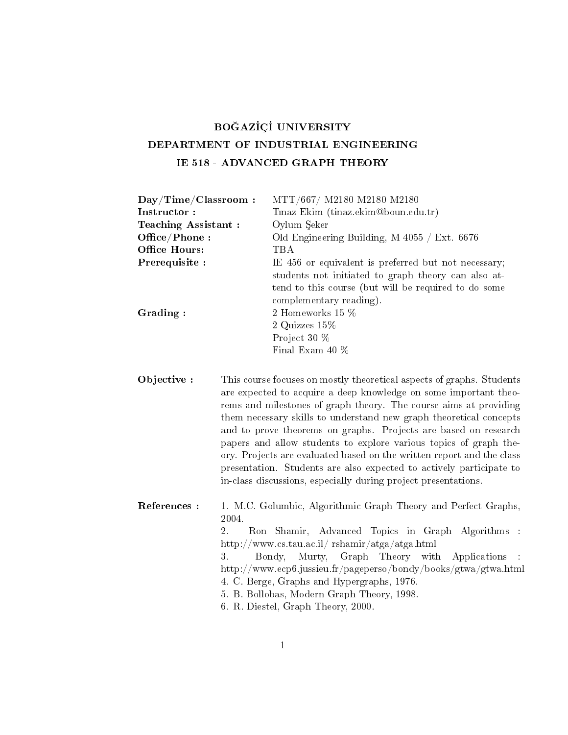# BOĞAZİÇİ UNIVERSITY
## DEPARTMENT OF INDUSTRIAL ENGINEERING
## IE 518 - ADVANCED GRAPH THEORY

**Day/Time/Classroom :** MTT/667/ M2180 M2180 M2180

**Instructor :** Tınaz Ekim (tinaz.ekim@boun.edu.tr)

**Teaching Assistant :** Oylum Şeker

**Office/Phone :** Old Engineering Building, M 4055 / Ext. 6676

**Office Hours:** TBA

**Prerequisite :** IE 456 or equivalent is preferred but not necessary; students not initiated to graph theory can also attend to this course (but will be required to do some complementary reading).

**Grading :**
2 Homeworks 15 %
2 Quizzes 15%
Project 30 %
Final Exam 40 %

**Objective :** This course focuses on mostly theoretical aspects of graphs. Students are expected to acquire a deep knowledge on some important theorems and milestones of graph theory. The course aims at providing them necessary skills to understand new graph theoretical concepts and to prove theorems on graphs. Projects are based on research papers and allow students to explore various topics of graph theory. Projects are evaluated based on the written report and the class presentation. Students are also expected to actively participate to in-class discussions, especially during project presentations.

**References :**

1. M.C. Golumbic, Algorithmic Graph Theory and Perfect Graphs, 2004.
2. Ron Shamir, Advanced Topics in Graph Algorithms : http://www.cs.tau.ac.il/ rshamir/atga/atga.html
3. Bondy, Murty, Graph Theory with Applications : http://www.ecp6.jussieu.fr/pageperso/bondy/books/gtwa/gtwa.html
4. C. Berge, Graphs and Hypergraphs, 1976.
5. B. Bollobas, Modern Graph Theory, 1998.
6. R. Diestel, Graph Theory, 2000.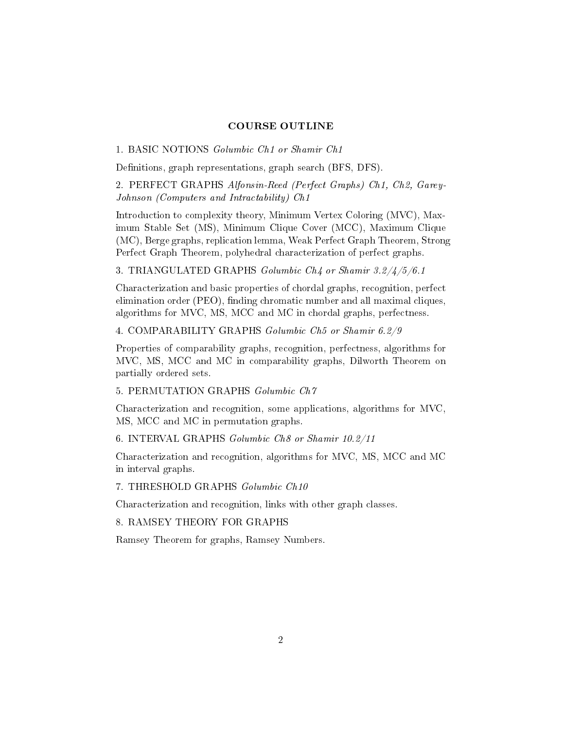## COURSE OUTLINE

1. BASIC NOTIONS *Golumbic Ch1 or Shamir Ch1*

Definitions, graph representations, graph search (BFS, DFS).

2. PERFECT GRAPHS *Alfonsin-Reed (Perfect Graphs) Ch1, Ch2, Garey-Johnson (Computers and Intractability) Ch1*

Introduction to complexity theory, Minimum Vertex Coloring (MVC), Maximum Stable Set (MS), Minimum Clique Cover (MCC), Maximum Clique (MC), Berge graphs, replication lemma, Weak Perfect Graph Theorem, Strong Perfect Graph Theorem, polyhedral characterization of perfect graphs.

3. TRIANGULATED GRAPHS *Golumbic Ch4 or Shamir 3.2/4/5/6.1*

Characterization and basic properties of chordal graphs, recognition, perfect elimination order (PEO), finding chromatic number and all maximal cliques, algorithms for MVC, MS, MCC and MC in chordal graphs, perfectness.

4. COMPARABILITY GRAPHS *Golumbic Ch5 or Shamir 6.2/9*

Properties of comparability graphs, recognition, perfectness, algorithms for MVC, MS, MCC and MC in comparability graphs, Dilworth Theorem on partially ordered sets.

5. PERMUTATION GRAPHS *Golumbic Ch7*

Characterization and recognition, some applications, algorithms for MVC, MS, MCC and MC in permutation graphs.

6. INTERVAL GRAPHS *Golumbic Ch8 or Shamir 10.2/11*

Characterization and recognition, algorithms for MVC, MS, MCC and MC in interval graphs.

7. THRESHOLD GRAPHS *Golumbic Ch10*

Characterization and recognition, links with other graph classes.

8. RAMSEY THEORY FOR GRAPHS

Ramsey Theorem for graphs, Ramsey Numbers.